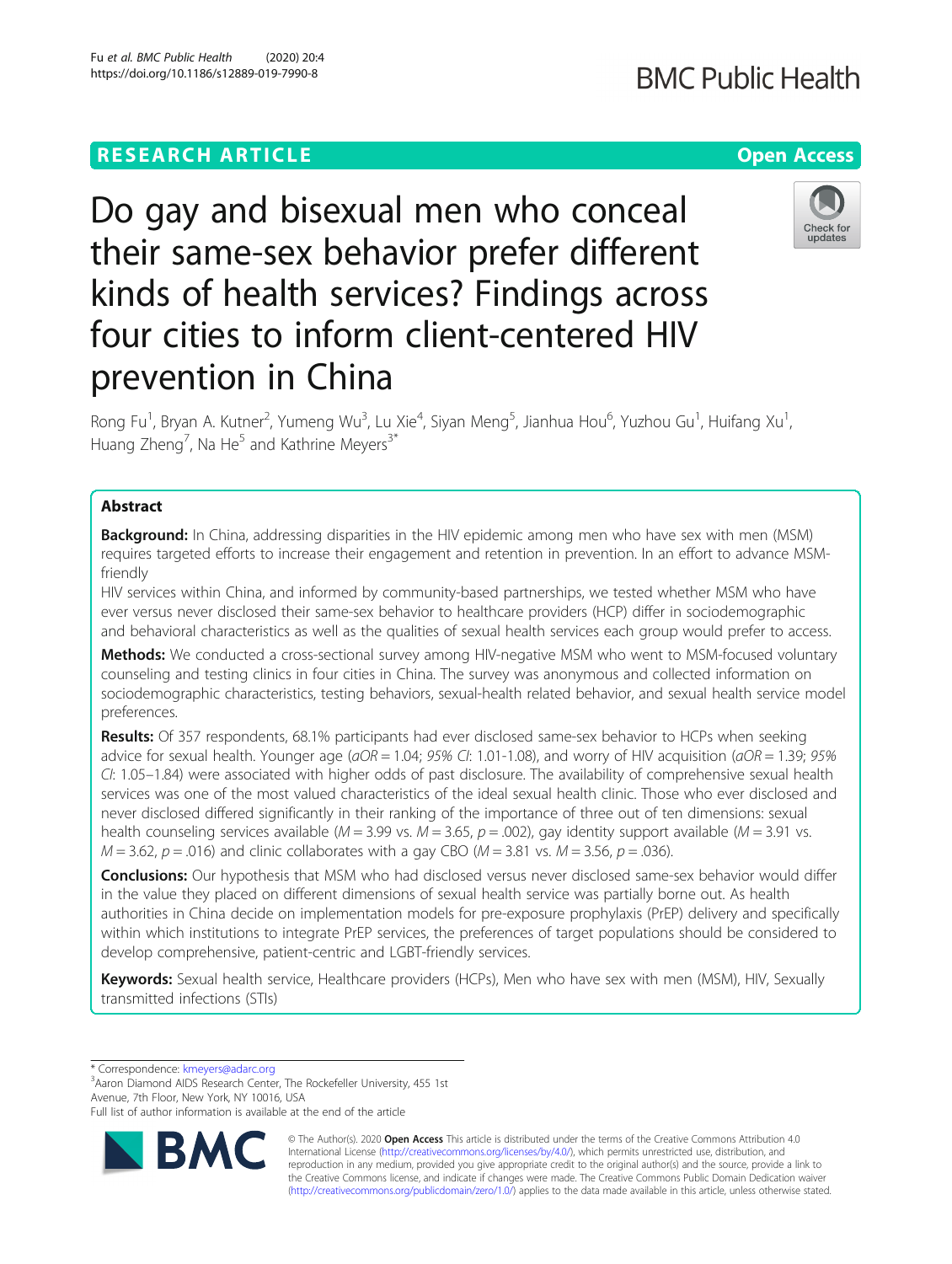RESEARCH ARTICLE

Open Access

# Do gay and bisexual men who conceal their same-sex behavior prefer different kinds of health services? Findings across four cities to inform client-centered HIV prevention in China

Rong Fu[1], Bryan A. Kutner[2], Yumeng Wu[3], Lu Xie[4], Siyan Meng[5], Jianhua Hou[6], Yuzhou Gu[1], Huifang Xu[1], Huang Zheng[7], Na He[5] and Kathrine Meyers[3*]

## Abstract

**Background:** In China, addressing disparities in the HIV epidemic among men who have sex with men (MSM) requires targeted efforts to increase their engagement and retention in prevention. In an effort to advance MSM-friendly HIV services within China, and informed by community-based partnerships, we tested whether MSM who have ever versus never disclosed their same-sex behavior to healthcare providers (HCP) differ in sociodemographic and behavioral characteristics as well as the qualities of sexual health services each group would prefer to access.

**Methods:** We conducted a cross-sectional survey among HIV-negative MSM who went to MSM-focused voluntary counseling and testing clinics in four cities in China. The survey was anonymous and collected information on sociodemographic characteristics, testing behaviors, sexual-health related behavior, and sexual health service model preferences.

**Results:** Of 357 respondents, 68.1% participants had ever disclosed same-sex behavior to HCPs when seeking advice for sexual health. Younger age (*aOR* = 1.04; *95% CI*: 1.01-1.08), and worry of HIV acquisition (*aOR* = 1.39; *95% CI*: 1.05–1.84) were associated with higher odds of past disclosure. The availability of comprehensive sexual health services was one of the most valued characteristics of the ideal sexual health clinic. Those who ever disclosed and never disclosed differed significantly in their ranking of the importance of three out of ten dimensions: sexual health counseling services available ($M = 3.99$ vs. $M = 3.65$, $p = .002$), gay identity support available ($M = 3.91$ vs. $M = 3.62$, $p = .016$) and clinic collaborates with a gay CBO ($M = 3.81$ vs. $M = 3.56$, $p = .036$).

**Conclusions:** Our hypothesis that MSM who had disclosed versus never disclosed same-sex behavior would differ in the value they placed on different dimensions of sexual health service was partially borne out. As health authorities in China decide on implementation models for pre-exposure prophylaxis (PrEP) delivery and specifically within which institutions to integrate PrEP services, the preferences of target populations should be considered to develop comprehensive, patient-centric and LGBT-friendly services.

**Keywords:** Sexual health service, Healthcare providers (HCPs), Men who have sex with men (MSM), HIV, Sexually transmitted infections (STIs)

\* Correspondence: kmeyers@adarc.org
[3]Aaron Diamond AIDS Research Center, The Rockefeller University, 455 1st Avenue, 7th Floor, New York, NY 10016, USA
Full list of author information is available at the end of the article

© The Author(s). 2020 **Open Access** This article is distributed under the terms of the Creative Commons Attribution 4.0 International License (http://creativecommons.org/licenses/by/4.0/), which permits unrestricted use, distribution, and reproduction in any medium, provided you give appropriate credit to the original author(s) and the source, provide a link to the Creative Commons license, and indicate if changes were made. The Creative Commons Public Domain Dedication waiver (http://creativecommons.org/publicdomain/zero/1.0/) applies to the data made available in this article, unless otherwise stated.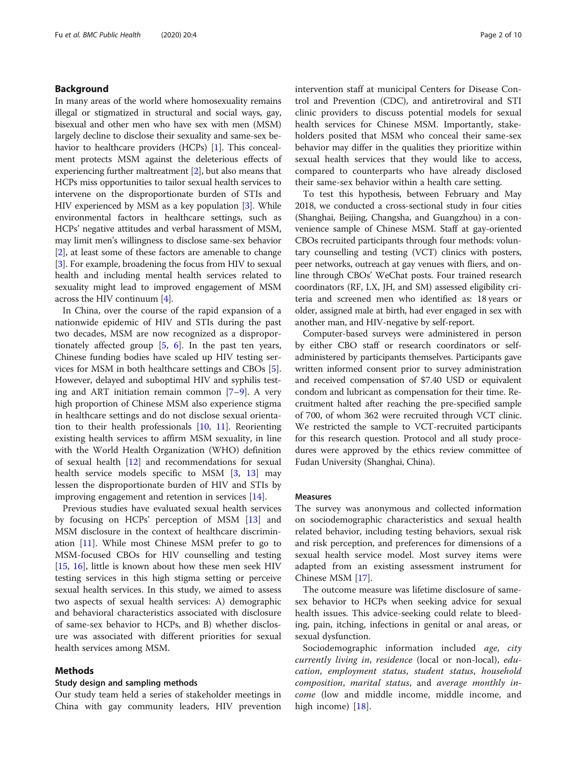## Background

In many areas of the world where homosexuality remains illegal or stigmatized in structural and social ways, gay, bisexual and other men who have sex with men (MSM) largely decline to disclose their sexuality and same-sex behavior to healthcare providers (HCPs) [1]. This concealment protects MSM against the deleterious effects of experiencing further maltreatment [2], but also means that HCPs miss opportunities to tailor sexual health services to intervene on the disproportionate burden of STIs and HIV experienced by MSM as a key population [3]. While environmental factors in healthcare settings, such as HCPs' negative attitudes and verbal harassment of MSM, may limit men's willingness to disclose same-sex behavior [2], at least some of these factors are amenable to change [3]. For example, broadening the focus from HIV to sexual health and including mental health services related to sexuality might lead to improved engagement of MSM across the HIV continuum [4].

In China, over the course of the rapid expansion of a nationwide epidemic of HIV and STIs during the past two decades, MSM are now recognized as a disproportionately affected group [5, 6]. In the past ten years, Chinese funding bodies have scaled up HIV testing services for MSM in both healthcare settings and CBOs [5]. However, delayed and suboptimal HIV and syphilis testing and ART initiation remain common [7–9]. A very high proportion of Chinese MSM also experience stigma in healthcare settings and do not disclose sexual orientation to their health professionals [10, 11]. Reorienting existing health services to affirm MSM sexuality, in line with the World Health Organization (WHO) definition of sexual health [12] and recommendations for sexual health service models specific to MSM [3, 13] may lessen the disproportionate burden of HIV and STIs by improving engagement and retention in services [14].

Previous studies have evaluated sexual health services by focusing on HCPs' perception of MSM [13] and MSM disclosure in the context of healthcare discrimination [11]. While most Chinese MSM prefer to go to MSM-focused CBOs for HIV counselling and testing [15, 16], little is known about how these men seek HIV testing services in this high stigma setting or perceive sexual health services. In this study, we aimed to assess two aspects of sexual health services: A) demographic and behavioral characteristics associated with disclosure of same-sex behavior to HCPs, and B) whether disclosure was associated with different priorities for sexual health services among MSM.

## Methods

### Study design and sampling methods

Our study team held a series of stakeholder meetings in China with gay community leaders, HIV prevention intervention staff at municipal Centers for Disease Control and Prevention (CDC), and antiretroviral and STI clinic providers to discuss potential models for sexual health services for Chinese MSM. Importantly, stakeholders posited that MSM who conceal their same-sex behavior may differ in the qualities they prioritize within sexual health services that they would like to access, compared to counterparts who have already disclosed their same-sex behavior within a health care setting.

To test this hypothesis, between February and May 2018, we conducted a cross-sectional study in four cities (Shanghai, Beijing, Changsha, and Guangzhou) in a convenience sample of Chinese MSM. Staff at gay-oriented CBOs recruited participants through four methods: voluntary counselling and testing (VCT) clinics with posters, peer networks, outreach at gay venues with fliers, and online through CBOs' WeChat posts. Four trained research coordinators (RF, LX, JH, and SM) assessed eligibility criteria and screened men who identified as: 18 years or older, assigned male at birth, had ever engaged in sex with another man, and HIV-negative by self-report.

Computer-based surveys were administered in person by either CBO staff or research coordinators or self-administered by participants themselves. Participants gave written informed consent prior to survey administration and received compensation of $7.40 USD or equivalent condom and lubricant as compensation for their time. Recruitment halted after reaching the pre-specified sample of 700, of whom 362 were recruited through VCT clinic. We restricted the sample to VCT-recruited participants for this research question. Protocol and all study procedures were approved by the ethics review committee of Fudan University (Shanghai, China).

### Measures

The survey was anonymous and collected information on sociodemographic characteristics and sexual health related behavior, including testing behaviors, sexual risk and risk perception, and preferences for dimensions of a sexual health service model. Most survey items were adapted from an existing assessment instrument for Chinese MSM [17].

The outcome measure was lifetime disclosure of same-sex behavior to HCPs when seeking advice for sexual health issues. This advice-seeking could relate to bleeding, pain, itching, infections in genital or anal areas, or sexual dysfunction.

Sociodemographic information included *age*, *city currently living in*, *residence* (local or non-local), *education*, *employment status*, *student status*, *household composition*, *marital status*, and *average monthly income* (low and middle income, middle income, and high income) [18].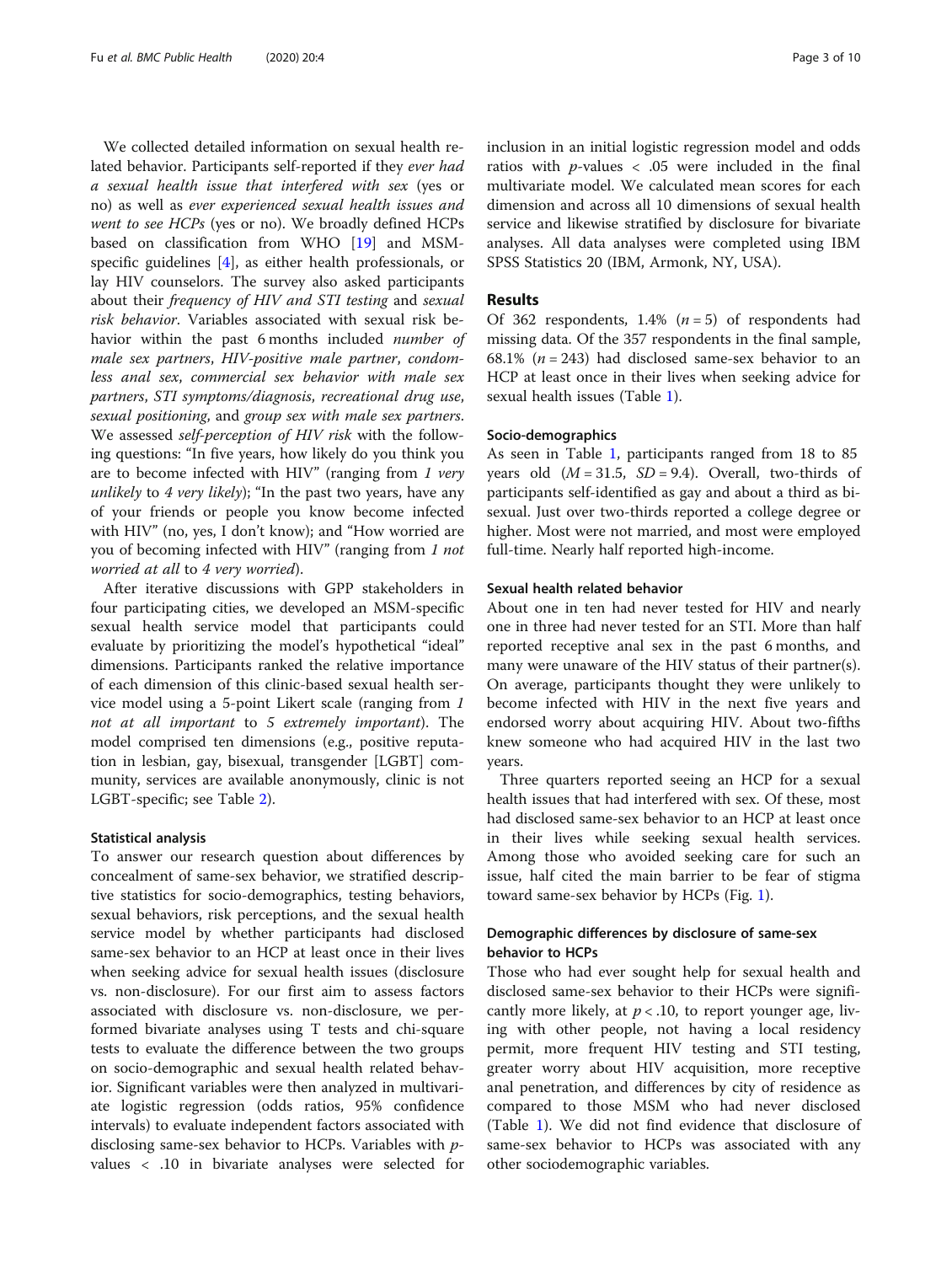We collected detailed information on sexual health related behavior. Participants self-reported if they *ever had a sexual health issue that interfered with sex* (yes or no) as well as *ever experienced sexual health issues and went to see HCPs* (yes or no). We broadly defined HCPs based on classification from WHO [19] and MSM-specific guidelines [4], as either health professionals, or lay HIV counselors. The survey also asked participants about their *frequency of HIV and STI testing* and *sexual risk behavior*. Variables associated with sexual risk behavior within the past 6 months included *number of male sex partners*, *HIV-positive male partner*, *condomless anal sex*, *commercial sex behavior with male sex partners*, *STI symptoms/diagnosis*, *recreational drug use*, *sexual positioning*, and *group sex with male sex partners*. We assessed *self-perception of HIV risk* with the following questions: "In five years, how likely do you think you are to become infected with HIV" (ranging from *1 very unlikely* to *4 very likely*); "In the past two years, have any of your friends or people you know become infected with HIV" (no, yes, I don't know); and "How worried are you of becoming infected with HIV" (ranging from *1 not worried at all* to *4 very worried*).

After iterative discussions with GPP stakeholders in four participating cities, we developed an MSM-specific sexual health service model that participants could evaluate by prioritizing the model's hypothetical "ideal" dimensions. Participants ranked the relative importance of each dimension of this clinic-based sexual health service model using a 5-point Likert scale (ranging from *1 not at all important* to *5 extremely important*). The model comprised ten dimensions (e.g., positive reputation in lesbian, gay, bisexual, transgender [LGBT] community, services are available anonymously, clinic is not LGBT-specific; see Table 2).

### Statistical analysis

To answer our research question about differences by concealment of same-sex behavior, we stratified descriptive statistics for socio-demographics, testing behaviors, sexual behaviors, risk perceptions, and the sexual health service model by whether participants had disclosed same-sex behavior to an HCP at least once in their lives when seeking advice for sexual health issues (disclosure vs. non-disclosure). For our first aim to assess factors associated with disclosure vs. non-disclosure, we performed bivariate analyses using T tests and chi-square tests to evaluate the difference between the two groups on socio-demographic and sexual health related behavior. Significant variables were then analyzed in multivariate logistic regression (odds ratios, 95% confidence intervals) to evaluate independent factors associated with disclosing same-sex behavior to HCPs. Variables with $p$-values $< .10$ in bivariate analyses were selected for inclusion in an initial logistic regression model and odds ratios with $p$-values $< .05$ were included in the final multivariate model. We calculated mean scores for each dimension and across all 10 dimensions of sexual health service and likewise stratified by disclosure for bivariate analyses. All data analyses were completed using IBM SPSS Statistics 20 (IBM, Armonk, NY, USA).

## Results

Of 362 respondents, 1.4% ($n = 5$) of respondents had missing data. Of the 357 respondents in the final sample, 68.1% ($n = 243$) had disclosed same-sex behavior to an HCP at least once in their lives when seeking advice for sexual health issues (Table 1).

### Socio-demographics

As seen in Table 1, participants ranged from 18 to 85 years old ($M = 31.5$, $SD = 9.4$). Overall, two-thirds of participants self-identified as gay and about a third as bisexual. Just over two-thirds reported a college degree or higher. Most were not married, and most were employed full-time. Nearly half reported high-income.

### Sexual health related behavior

About one in ten had never tested for HIV and nearly one in three had never tested for an STI. More than half reported receptive anal sex in the past 6 months, and many were unaware of the HIV status of their partner(s). On average, participants thought they were unlikely to become infected with HIV in the next five years and endorsed worry about acquiring HIV. About two-fifths knew someone who had acquired HIV in the last two years.

Three quarters reported seeing an HCP for a sexual health issues that had interfered with sex. Of these, most had disclosed same-sex behavior to an HCP at least once in their lives while seeking sexual health services. Among those who avoided seeking care for such an issue, half cited the main barrier to be fear of stigma toward same-sex behavior by HCPs (Fig. 1).

### Demographic differences by disclosure of same-sex behavior to HCPs

Those who had ever sought help for sexual health and disclosed same-sex behavior to their HCPs were significantly more likely, at $p < .10$, to report younger age, living with other people, not having a local residency permit, more frequent HIV testing and STI testing, greater worry about HIV acquisition, more receptive anal penetration, and differences by city of residence as compared to those MSM who had never disclosed (Table 1). We did not find evidence that disclosure of same-sex behavior to HCPs was associated with any other sociodemographic variables.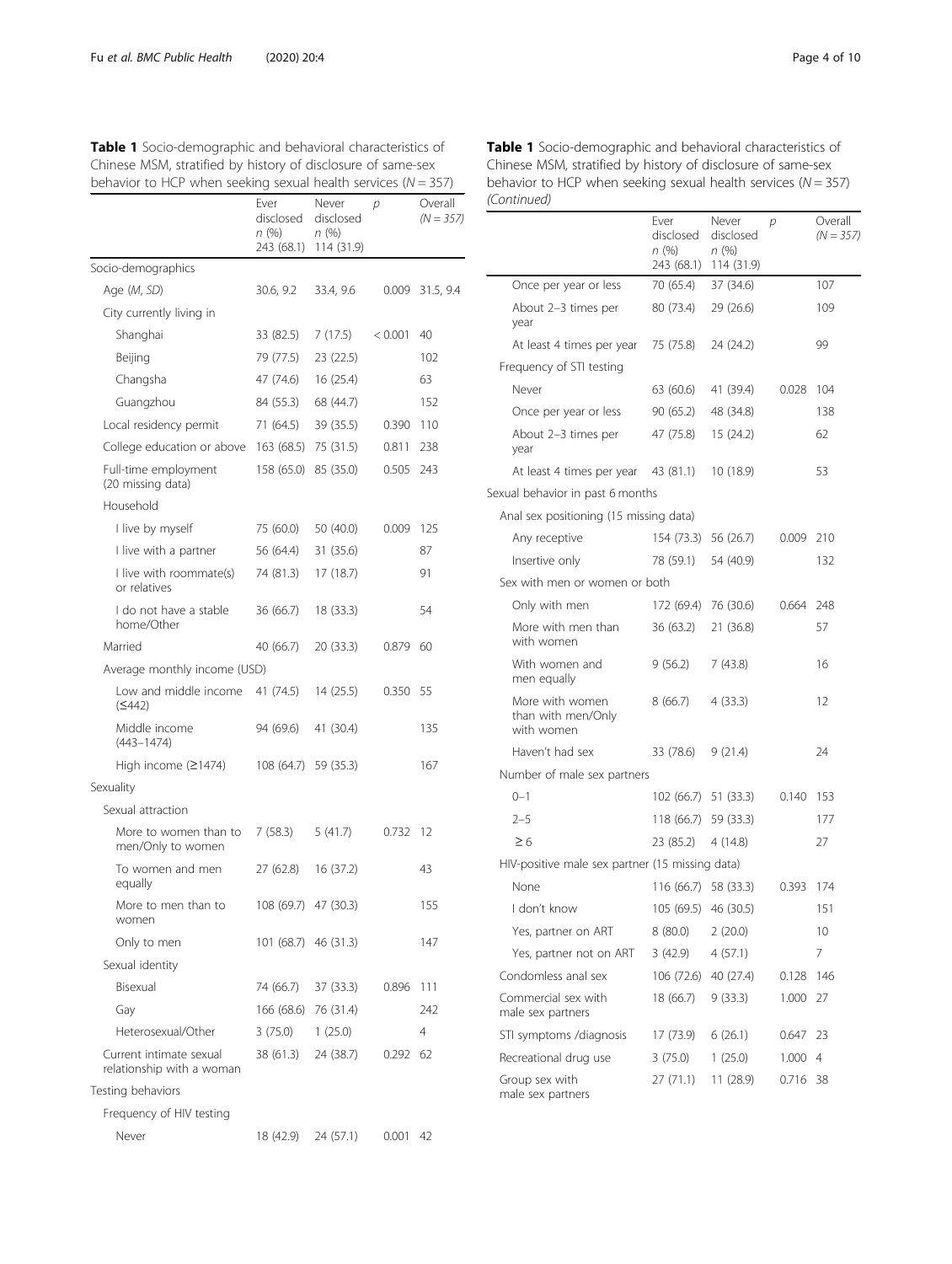**Table 1** Socio-demographic and behavioral characteristics of Chinese MSM, stratified by history of disclosure of same-sex behavior to HCP when seeking sexual health services ($N = 357$)

| | Ever disclosed n (%) 243 (68.1) | Never disclosed n (%) 114 (31.9) | p | Overall (N = 357) |
|---|---|---|---|---|
| Socio-demographics | | | | |
| Age (M, SD) | 30.6, 9.2 | 33.4, 9.6 | 0.009 | 31.5, 9.4 |
| City currently living in | | | | |
| Shanghai | 33 (82.5) | 7 (17.5) | < 0.001 | 40 |
| Beijing | 79 (77.5) | 23 (22.5) | | 102 |
| Changsha | 47 (74.6) | 16 (25.4) | | 63 |
| Guangzhou | 84 (55.3) | 68 (44.7) | | 152 |
| Local residency permit | 71 (64.5) | 39 (35.5) | 0.390 | 110 |
| College education or above | 163 (68.5) | 75 (31.5) | 0.811 | 238 |
| Full-time employment (20 missing data) | 158 (65.0) | 85 (35.0) | 0.505 | 243 |
| Household | | | | |
| I live by myself | 75 (60.0) | 50 (40.0) | 0.009 | 125 |
| I live with a partner | 56 (64.4) | 31 (35.6) | | 87 |
| I live with roommate(s) or relatives | 74 (81.3) | 17 (18.7) | | 91 |
| I do not have a stable home/Other | 36 (66.7) | 18 (33.3) | | 54 |
| Married | 40 (66.7) | 20 (33.3) | 0.879 | 60 |
| Average monthly income (USD) | | | | |
| Low and middle income (≤442) | 41 (74.5) | 14 (25.5) | 0.350 | 55 |
| Middle income (443–1474) | 94 (69.6) | 41 (30.4) | | 135 |
| High income (≥1474) | 108 (64.7) | 59 (35.3) | | 167 |
| Sexuality | | | | |
| Sexual attraction | | | | |
| More to women than to men/Only to women | 7 (58.3) | 5 (41.7) | 0.732 | 12 |
| To women and men equally | 27 (62.8) | 16 (37.2) | | 43 |
| More to men than to women | 108 (69.7) | 47 (30.3) | | 155 |
| Only to men | 101 (68.7) | 46 (31.3) | | 147 |
| Sexual identity | | | | |
| Bisexual | 74 (66.7) | 37 (33.3) | 0.896 | 111 |
| Gay | 166 (68.6) | 76 (31.4) | | 242 |
| Heterosexual/Other | 3 (75.0) | 1 (25.0) | | 4 |
| Current intimate sexual relationship with a woman | 38 (61.3) | 24 (38.7) | 0.292 | 62 |
| Testing behaviors | | | | |
| Frequency of HIV testing | | | | |
| Never | 18 (42.9) | 24 (57.1) | 0.001 | 42 |
| Once per year or less | 70 (65.4) | 37 (34.6) | | 107 |
| About 2–3 times per year | 80 (73.4) | 29 (26.6) | | 109 |
| At least 4 times per year | 75 (75.8) | 24 (24.2) | | 99 |
| Frequency of STI testing | | | | |
| Never | 63 (60.6) | 41 (39.4) | 0.028 | 104 |
| Once per year or less | 90 (65.2) | 48 (34.8) | | 138 |
| About 2–3 times per year | 47 (75.8) | 15 (24.2) | | 62 |
| At least 4 times per year | 43 (81.1) | 10 (18.9) | | 53 |
| Sexual behavior in past 6 months | | | | |
| Anal sex positioning (15 missing data) | | | | |
| Any receptive | 154 (73.3) | 56 (26.7) | 0.009 | 210 |
| Insertive only | 78 (59.1) | 54 (40.9) | | 132 |
| Sex with men or women or both | | | | |
| Only with men | 172 (69.4) | 76 (30.6) | 0.664 | 248 |
| More with men than with women | 36 (63.2) | 21 (36.8) | | 57 |
| With women and men equally | 9 (56.2) | 7 (43.8) | | 16 |
| More with women than with men/Only with women | 8 (66.7) | 4 (33.3) | | 12 |
| Haven't had sex | 33 (78.6) | 9 (21.4) | | 24 |
| Number of male sex partners | | | | |
| 0–1 | 102 (66.7) | 51 (33.3) | 0.140 | 153 |
| 2–5 | 118 (66.7) | 59 (33.3) | | 177 |
| ≥ 6 | 23 (85.2) | 4 (14.8) | | 27 |
| HIV-positive male sex partner (15 missing data) | | | | |
| None | 116 (66.7) | 58 (33.3) | 0.393 | 174 |
| I don't know | 105 (69.5) | 46 (30.5) | | 151 |
| Yes, partner on ART | 8 (80.0) | 2 (20.0) | | 10 |
| Yes, partner not on ART | 3 (42.9) | 4 (57.1) | | 7 |
| Condomless anal sex | 106 (72.6) | 40 (27.4) | 0.128 | 146 |
| Commercial sex with male sex partners | 18 (66.7) | 9 (33.3) | 1.000 | 27 |
| STI symptoms /diagnosis | 17 (73.9) | 6 (26.1) | 0.647 | 23 |
| Recreational drug use | 3 (75.0) | 1 (25.0) | 1.000 | 4 |
| Group sex with male sex partners | 27 (71.1) | 11 (28.9) | 0.716 | 38 |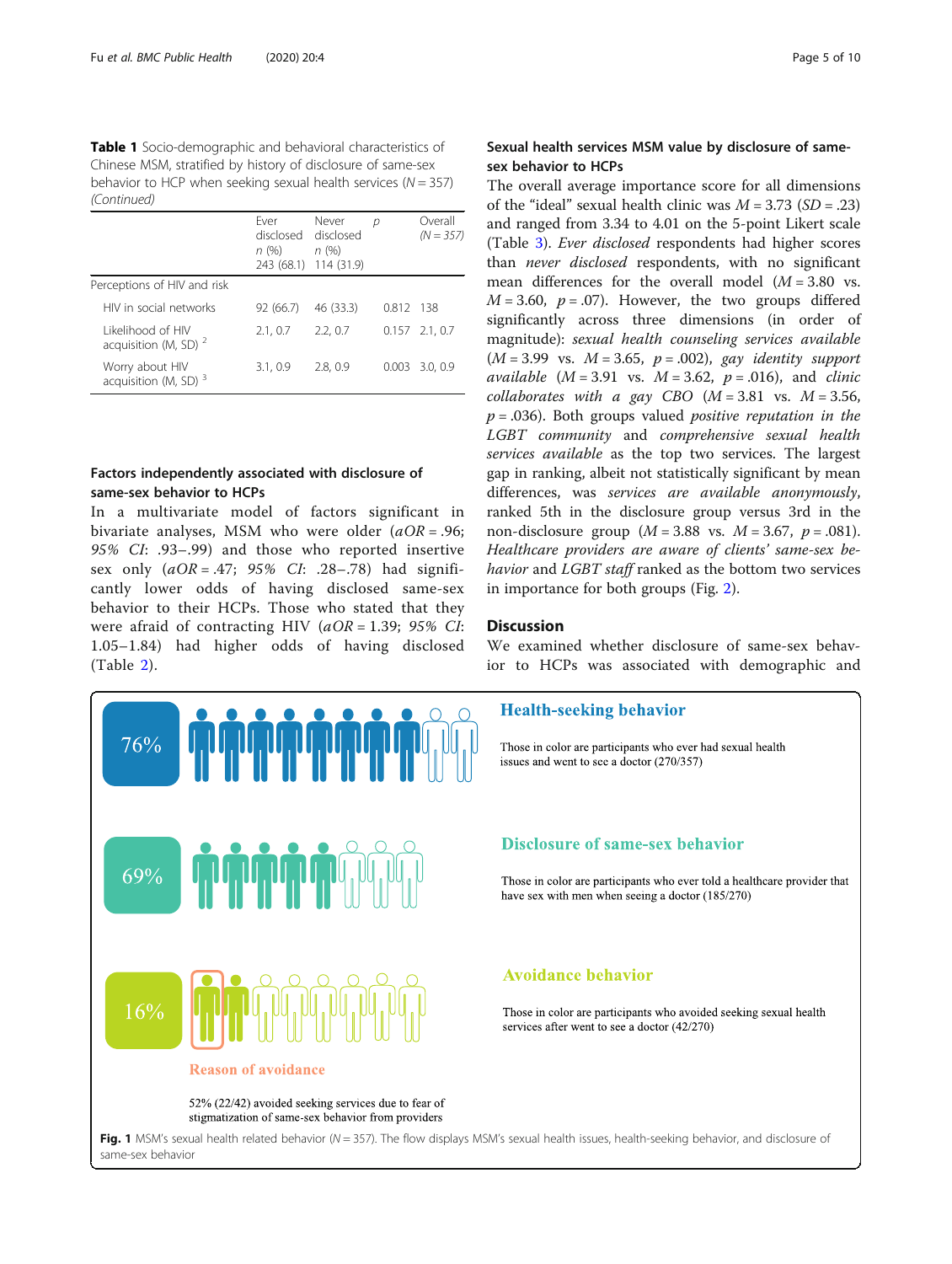**Table 1** Socio-demographic and behavioral characteristics of Chinese MSM, stratified by history of disclosure of same-sex behavior to HCP when seeking sexual health services (N = 357) *(Continued)*

| | Ever disclosed n (%) 243 (68.1) | Never disclosed n (%) 114 (31.9) | p | Overall (N = 357) |
|---|---|---|---|---|
| Perceptions of HIV and risk | | | | |
| HIV in social networks | 92 (66.7) | 46 (33.3) | 0.812 | 138 |
| Likelihood of HIV acquisition (M, SD) [2] | 2.1, 0.7 | 2.2, 0.7 | 0.157 | 2.1, 0.7 |
| Worry about HIV acquisition (M, SD) [3] | 3.1, 0.9 | 2.8, 0.9 | 0.003 | 3.0, 0.9 |

## Factors independently associated with disclosure of same-sex behavior to HCPs

In a multivariate model of factors significant in bivariate analyses, MSM who were older (*aOR* = .96; *95% CI*: .93–.99) and those who reported insertive sex only (*aOR* = .47; *95% CI*: .28–.78) had significantly lower odds of having disclosed same-sex behavior to their HCPs. Those who stated that they were afraid of contracting HIV (*aOR* = 1.39; *95% CI*: 1.05–1.84) had higher odds of having disclosed (Table 2).

## Sexual health services MSM value by disclosure of same-sex behavior to HCPs

The overall average importance score for all dimensions of the "ideal" sexual health clinic was $M = 3.73$ ($SD = .23$) and ranged from 3.34 to 4.01 on the 5-point Likert scale (Table 3). *Ever disclosed* respondents had higher scores than *never disclosed* respondents, with no significant mean differences for the overall model ($M = 3.80$ vs. $M = 3.60$, $p = .07$). However, the two groups differed significantly across three dimensions (in order of magnitude): *sexual health counseling services available* ($M = 3.99$ vs. $M = 3.65$, $p = .002$), *gay identity support available* ($M = 3.91$ vs. $M = 3.62$, $p = .016$), and *clinic collaborates with a gay CBO* ($M = 3.81$ vs. $M = 3.56$, $p = .036$). Both groups valued *positive reputation in the LGBT community* and *comprehensive sexual health services available* as the top two services. The largest gap in ranking, albeit not statistically significant by mean differences, was *services are available anonymously*, ranked 5th in the disclosure group versus 3rd in the non-disclosure group ($M = 3.88$ vs. $M = 3.67$, $p = .081$). *Healthcare providers are aware of clients' same-sex behavior* and *LGBT staff* ranked as the bottom two services in importance for both groups (Fig. 2).

## Discussion

We examined whether disclosure of same-sex behavior to HCPs was associated with demographic and

**Health-seeking behavior**

76%

Those in color are participants who ever had sexual health issues and went to see a doctor (270/357)

**Disclosure of same-sex behavior**

69%

Those in color are participants who ever told a healthcare provider that have sex with men when seeing a doctor (185/270)

**Avoidance behavior**

16%

Those in color are participants who avoided seeking sexual health services after went to see a doctor (42/270)

**Reason of avoidance**

52% (22/42) avoided seeking services due to fear of stigmatization of same-sex behavior from providers

**Fig. 1** MSM's sexual health related behavior (N = 357). The flow displays MSM's sexual health issues, health-seeking behavior, and disclosure of same-sex behavior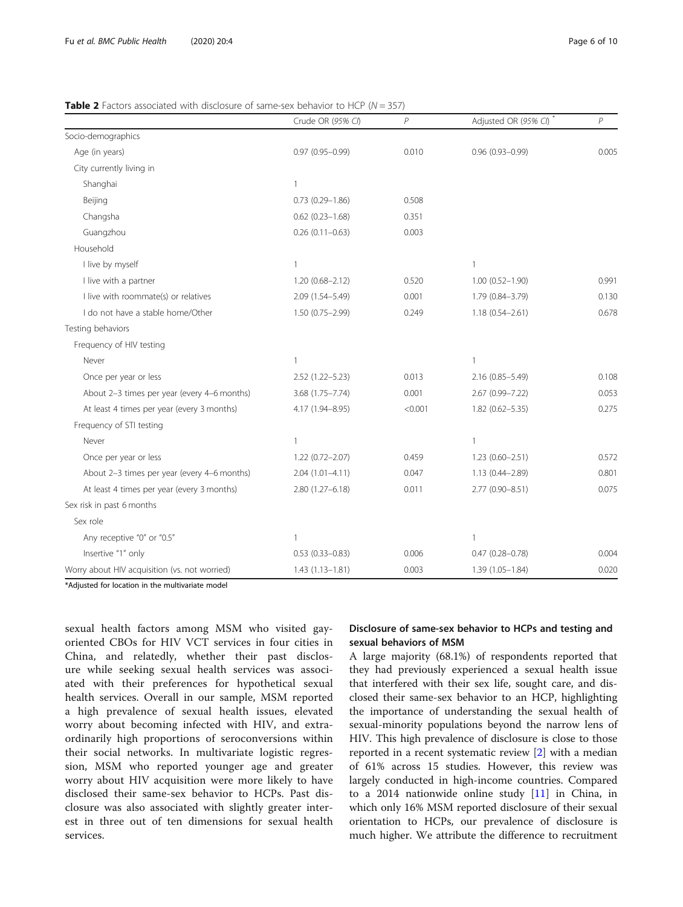**Table 2** Factors associated with disclosure of same-sex behavior to HCP ($N = 357$)

| | Crude OR (95% CI) | P | Adjusted OR (95% CI) * | P |
|---|---|---|---|---|
| Socio-demographics | | | | |
| Age (in years) | 0.97 (0.95–0.99) | 0.010 | 0.96 (0.93–0.99) | 0.005 |
| City currently living in | | | | |
| Shanghai | 1 | | | |
| Beijing | 0.73 (0.29–1.86) | 0.508 | | |
| Changsha | 0.62 (0.23–1.68) | 0.351 | | |
| Guangzhou | 0.26 (0.11–0.63) | 0.003 | | |
| Household | | | | |
| I live by myself | 1 | | 1 | |
| I live with a partner | 1.20 (0.68–2.12) | 0.520 | 1.00 (0.52–1.90) | 0.991 |
| I live with roommate(s) or relatives | 2.09 (1.54–5.49) | 0.001 | 1.79 (0.84–3.79) | 0.130 |
| I do not have a stable home/Other | 1.50 (0.75–2.99) | 0.249 | 1.18 (0.54–2.61) | 0.678 |
| Testing behaviors | | | | |
| Frequency of HIV testing | | | | |
| Never | 1 | | 1 | |
| Once per year or less | 2.52 (1.22–5.23) | 0.013 | 2.16 (0.85–5.49) | 0.108 |
| About 2–3 times per year (every 4–6 months) | 3.68 (1.75–7.74) | 0.001 | 2.67 (0.99–7.22) | 0.053 |
| At least 4 times per year (every 3 months) | 4.17 (1.94–8.95) | <0.001 | 1.82 (0.62–5.35) | 0.275 |
| Frequency of STI testing | | | | |
| Never | 1 | | 1 | |
| Once per year or less | 1.22 (0.72–2.07) | 0.459 | 1.23 (0.60–2.51) | 0.572 |
| About 2–3 times per year (every 4–6 months) | 2.04 (1.01–4.11) | 0.047 | 1.13 (0.44–2.89) | 0.801 |
| At least 4 times per year (every 3 months) | 2.80 (1.27–6.18) | 0.011 | 2.77 (0.90–8.51) | 0.075 |
| Sex risk in past 6 months | | | | |
| Sex role | | | | |
| Any receptive "0" or "0.5" | 1 | | 1 | |
| Insertive "1" only | 0.53 (0.33–0.83) | 0.006 | 0.47 (0.28–0.78) | 0.004 |
| Worry about HIV acquisition (vs. not worried) | 1.43 (1.13–1.81) | 0.003 | 1.39 (1.05–1.84) | 0.020 |

*Adjusted for location in the multivariate model

sexual health factors among MSM who visited gay-oriented CBOs for HIV VCT services in four cities in China, and relatedly, whether their past disclosure while seeking sexual health services was associated with their preferences for hypothetical sexual health services. Overall in our sample, MSM reported a high prevalence of sexual health issues, elevated worry about becoming infected with HIV, and extraordinarily high proportions of seroconversions within their social networks. In multivariate logistic regression, MSM who reported younger age and greater worry about HIV acquisition were more likely to have disclosed their same-sex behavior to HCPs. Past disclosure was also associated with slightly greater interest in three out of ten dimensions for sexual health services.

### Disclosure of same-sex behavior to HCPs and testing and sexual behaviors of MSM

A large majority (68.1%) of respondents reported that they had previously experienced a sexual health issue that interfered with their sex life, sought care, and disclosed their same-sex behavior to an HCP, highlighting the importance of understanding the sexual health of sexual-minority populations beyond the narrow lens of HIV. This high prevalence of disclosure is close to those reported in a recent systematic review [2] with a median of 61% across 15 studies. However, this review was largely conducted in high-income countries. Compared to a 2014 nationwide online study [11] in China, in which only 16% MSM reported disclosure of their sexual orientation to HCPs, our prevalence of disclosure is much higher. We attribute the difference to recruitment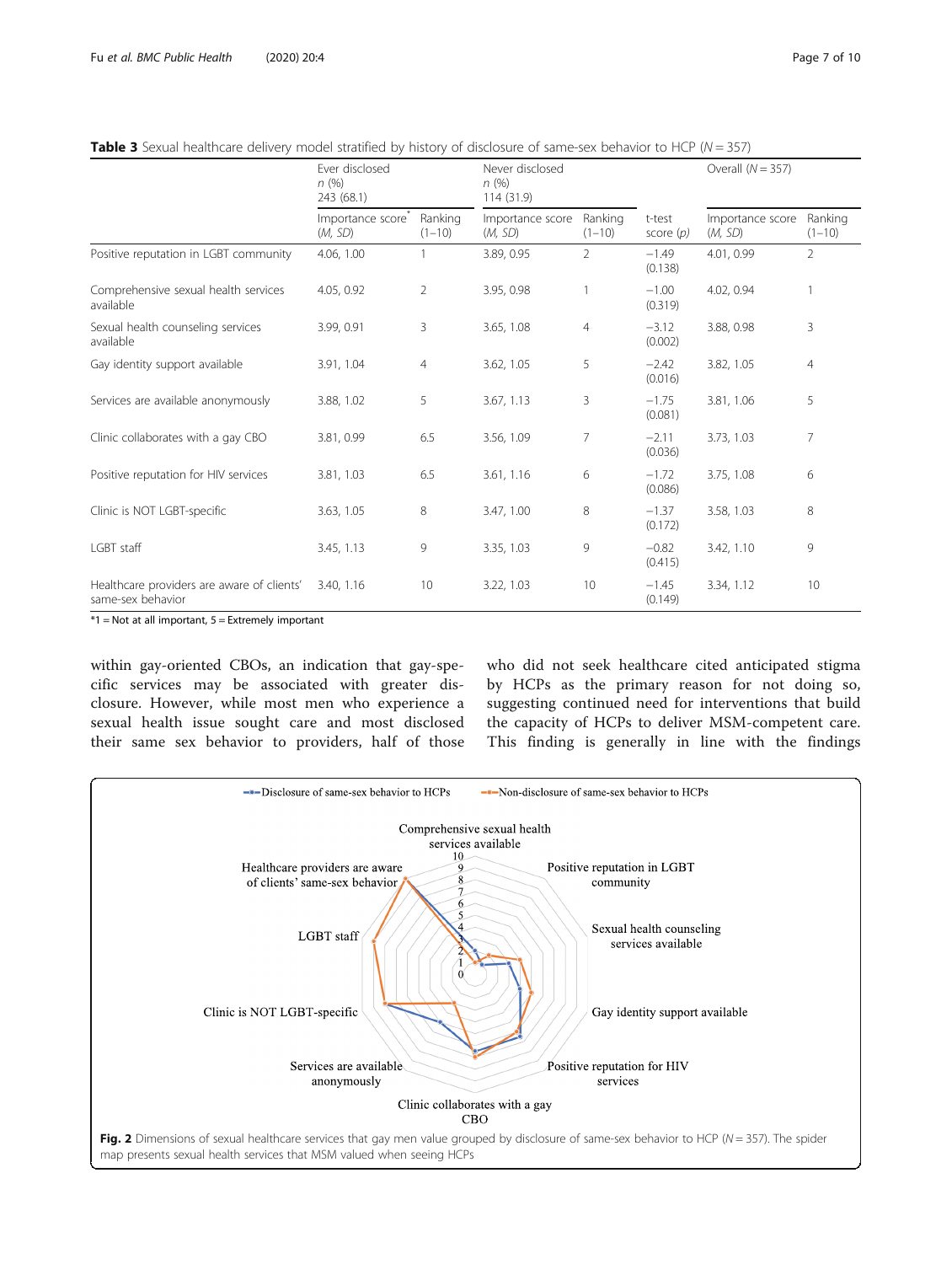**Table 3** Sexual healthcare delivery model stratified by history of disclosure of same-sex behavior to HCP (N = 357)

| | Ever disclosed *n* (%) 243 (68.1) | | Never disclosed *n* (%) 114 (31.9) | | | Overall (N = 357) | |
|---|---|---|---|---|---|---|---|
| | Importance score* (*M, SD*) | Ranking (1–10) | Importance score (*M, SD*) | Ranking (1–10) | t-test score (*p*) | Importance score (*M, SD*) | Ranking (1–10) |
| Positive reputation in LGBT community | 4.06, 1.00 | 1 | 3.89, 0.95 | 2 | −1.49 (0.138) | 4.01, 0.99 | 2 |
| Comprehensive sexual health services available | 4.05, 0.92 | 2 | 3.95, 0.98 | 1 | −1.00 (0.319) | 4.02, 0.94 | 1 |
| Sexual health counseling services available | 3.99, 0.91 | 3 | 3.65, 1.08 | 4 | −3.12 (0.002) | 3.88, 0.98 | 3 |
| Gay identity support available | 3.91, 1.04 | 4 | 3.62, 1.05 | 5 | −2.42 (0.016) | 3.82, 1.05 | 4 |
| Services are available anonymously | 3.88, 1.02 | 5 | 3.67, 1.13 | 3 | −1.75 (0.081) | 3.81, 1.06 | 5 |
| Clinic collaborates with a gay CBO | 3.81, 0.99 | 6.5 | 3.56, 1.09 | 7 | −2.11 (0.036) | 3.73, 1.03 | 7 |
| Positive reputation for HIV services | 3.81, 1.03 | 6.5 | 3.61, 1.16 | 6 | −1.72 (0.086) | 3.75, 1.08 | 6 |
| Clinic is NOT LGBT-specific | 3.63, 1.05 | 8 | 3.47, 1.00 | 8 | −1.37 (0.172) | 3.58, 1.03 | 8 |
| LGBT staff | 3.45, 1.13 | 9 | 3.35, 1.03 | 9 | −0.82 (0.415) | 3.42, 1.10 | 9 |
| Healthcare providers are aware of clients' same-sex behavior | 3.40, 1.16 | 10 | 3.22, 1.03 | 10 | −1.45 (0.149) | 3.34, 1.12 | 10 |

*1 = Not at all important, 5 = Extremely important

within gay-oriented CBOs, an indication that gay-specific services may be associated with greater disclosure. However, while most men who experience a sexual health issue sought care and most disclosed their same sex behavior to providers, half of those who did not seek healthcare cited anticipated stigma by HCPs as the primary reason for not doing so, suggesting continued need for interventions that build the capacity of HCPs to deliver MSM-competent care. This finding is generally in line with the findings

**Fig. 2** Dimensions of sexual healthcare services that gay men value grouped by disclosure of same-sex behavior to HCP (N = 357). The spider map presents sexual health services that MSM valued when seeing HCPs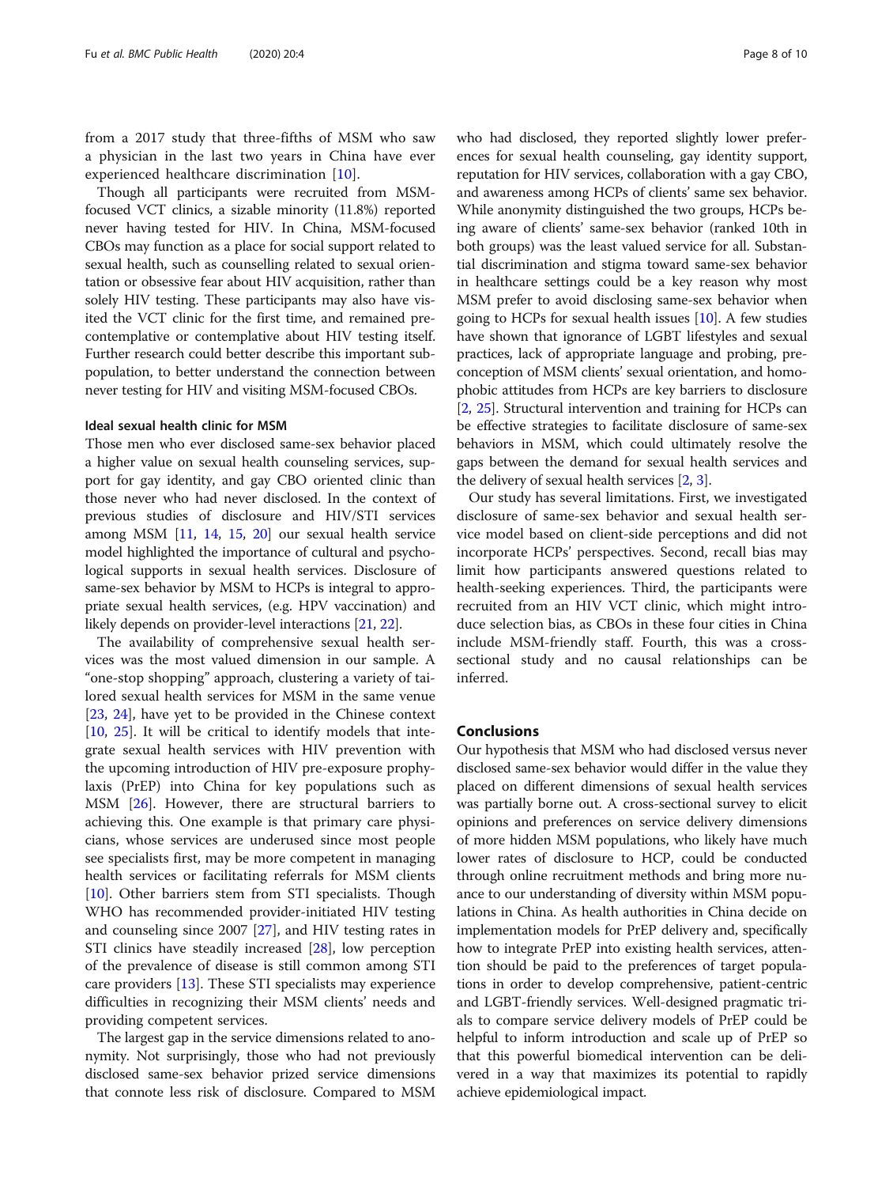from a 2017 study that three-fifths of MSM who saw a physician in the last two years in China have ever experienced healthcare discrimination [10].

Though all participants were recruited from MSM-focused VCT clinics, a sizable minority (11.8%) reported never having tested for HIV. In China, MSM-focused CBOs may function as a place for social support related to sexual health, such as counselling related to sexual orientation or obsessive fear about HIV acquisition, rather than solely HIV testing. These participants may also have visited the VCT clinic for the first time, and remained pre-contemplative or contemplative about HIV testing itself. Further research could better describe this important sub-population, to better understand the connection between never testing for HIV and visiting MSM-focused CBOs.

### Ideal sexual health clinic for MSM

Those men who ever disclosed same-sex behavior placed a higher value on sexual health counseling services, support for gay identity, and gay CBO oriented clinic than those never who had never disclosed. In the context of previous studies of disclosure and HIV/STI services among MSM [11, 14, 15, 20] our sexual health service model highlighted the importance of cultural and psychological supports in sexual health services. Disclosure of same-sex behavior by MSM to HCPs is integral to appropriate sexual health services, (e.g. HPV vaccination) and likely depends on provider-level interactions [21, 22].

The availability of comprehensive sexual health services was the most valued dimension in our sample. A "one-stop shopping" approach, clustering a variety of tailored sexual health services for MSM in the same venue [23, 24], have yet to be provided in the Chinese context [10, 25]. It will be critical to identify models that integrate sexual health services with HIV prevention with the upcoming introduction of HIV pre-exposure prophylaxis (PrEP) into China for key populations such as MSM [26]. However, there are structural barriers to achieving this. One example is that primary care physicians, whose services are underused since most people see specialists first, may be more competent in managing health services or facilitating referrals for MSM clients [10]. Other barriers stem from STI specialists. Though WHO has recommended provider-initiated HIV testing and counseling since 2007 [27], and HIV testing rates in STI clinics have steadily increased [28], low perception of the prevalence of disease is still common among STI care providers [13]. These STI specialists may experience difficulties in recognizing their MSM clients' needs and providing competent services.

The largest gap in the service dimensions related to anonymity. Not surprisingly, those who had not previously disclosed same-sex behavior prized service dimensions that connote less risk of disclosure. Compared to MSM who had disclosed, they reported slightly lower preferences for sexual health counseling, gay identity support, reputation for HIV services, collaboration with a gay CBO, and awareness among HCPs of clients' same sex behavior. While anonymity distinguished the two groups, HCPs being aware of clients' same-sex behavior (ranked 10th in both groups) was the least valued service for all. Substantial discrimination and stigma toward same-sex behavior in healthcare settings could be a key reason why most MSM prefer to avoid disclosing same-sex behavior when going to HCPs for sexual health issues [10]. A few studies have shown that ignorance of LGBT lifestyles and sexual practices, lack of appropriate language and probing, preconception of MSM clients' sexual orientation, and homophobic attitudes from HCPs are key barriers to disclosure [2, 25]. Structural intervention and training for HCPs can be effective strategies to facilitate disclosure of same-sex behaviors in MSM, which could ultimately resolve the gaps between the demand for sexual health services and the delivery of sexual health services [2, 3].

Our study has several limitations. First, we investigated disclosure of same-sex behavior and sexual health service model based on client-side perceptions and did not incorporate HCPs' perspectives. Second, recall bias may limit how participants answered questions related to health-seeking experiences. Third, the participants were recruited from an HIV VCT clinic, which might introduce selection bias, as CBOs in these four cities in China include MSM-friendly staff. Fourth, this was a cross-sectional study and no causal relationships can be inferred.

## Conclusions

Our hypothesis that MSM who had disclosed versus never disclosed same-sex behavior would differ in the value they placed on different dimensions of sexual health services was partially borne out. A cross-sectional survey to elicit opinions and preferences on service delivery dimensions of more hidden MSM populations, who likely have much lower rates of disclosure to HCP, could be conducted through online recruitment methods and bring more nuance to our understanding of diversity within MSM populations in China. As health authorities in China decide on implementation models for PrEP delivery and, specifically how to integrate PrEP into existing health services, attention should be paid to the preferences of target populations in order to develop comprehensive, patient-centric and LGBT-friendly services. Well-designed pragmatic trials to compare service delivery models of PrEP could be helpful to inform introduction and scale up of PrEP so that this powerful biomedical intervention can be delivered in a way that maximizes its potential to rapidly achieve epidemiological impact.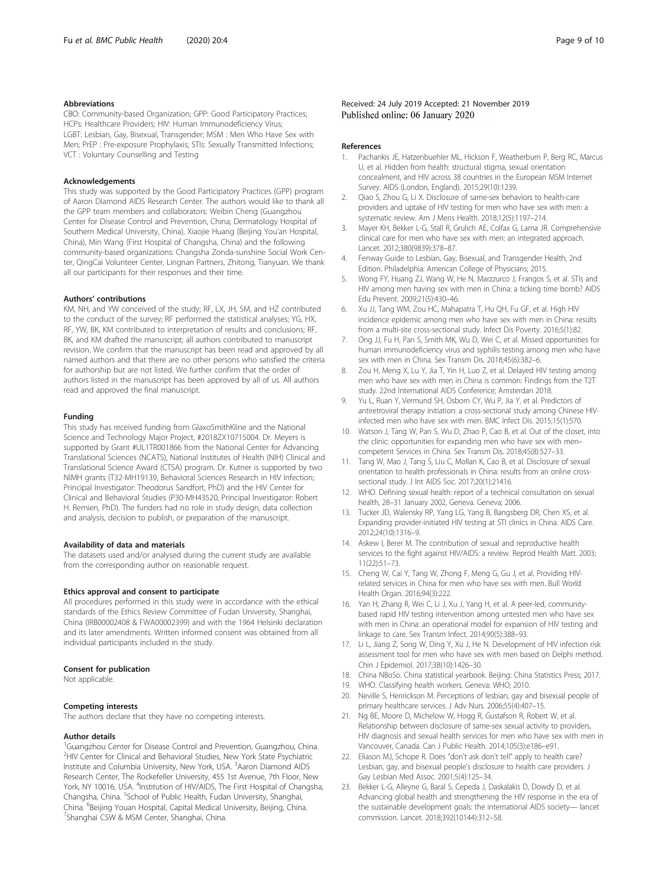## Abbreviations

CBO: Community-based Organization; GPP: Good Participatory Practices; HCPs: Healthcare Providers; HIV: Human Immunodeficiency Virus; LGBT: Lesbian, Gay, Bisexual, Transgender; MSM : Men Who Have Sex with Men; PrEP : Pre-exposure Prophylaxis; STIs: Sexually Transmitted Infections; VCT : Voluntary Counselling and Testing

## Acknowledgements

This study was supported by the Good Participatory Practices (GPP) program of Aaron Diamond AIDS Research Center. The authors would like to thank all the GPP team members and collaborators: Weibin Cheng (Guangzhou Center for Disease Control and Prevention, China; Dermatology Hospital of Southern Medical University, China), Xiaojie Huang (Beijing You'an Hospital, China), Min Wang (First Hospital of Changsha, China) and the following community-based organizations: Changsha Zonda-sunshine Social Work Center, QingCai Volunteer Center, Lingnan Partners, Zhitong, Tianyuan. We thank all our participants for their responses and their time.

## Authors' contributions

KM, NH, and YW conceived of the study; RF, LX, JH, SM, and HZ contributed to the conduct of the survey; RF performed the statistical analyses; YG, HX, RF, YW, BK, KM contributed to interpretation of results and conclusions; RF, BK, and KM drafted the manuscript; all authors contributed to manuscript revision. We confirm that the manuscript has been read and approved by all named authors and that there are no other persons who satisfied the criteria for authorship but are not listed. We further confirm that the order of authors listed in the manuscript has been approved by all of us. All authors read and approved the final manuscript.

## Funding

This study has received funding from GlaxoSmithKline and the National Science and Technology Major Project, #2018ZX10715004. Dr. Meyers is supported by Grant #UL1TR001866 from the National Center for Advancing Translational Sciences (NCATS), National Institutes of Health (NIH) Clinical and Translational Science Award (CTSA) program. Dr. Kutner is supported by two NIMH grants (T32-MH19139, Behavioral Sciences Research in HIV Infection; Principal Investigator: Theodorus Sandfort, PhD) and the HIV Center for Clinical and Behavioral Studies (P30-MH43520, Principal Investigator: Robert H. Remien, PhD). The funders had no role in study design, data collection and analysis, decision to publish, or preparation of the manuscript.

## Availability of data and materials

The datasets used and/or analysed during the current study are available from the corresponding author on reasonable request.

## Ethics approval and consent to participate

All procedures performed in this study were in accordance with the ethical standards of the Ethics Review Committee of Fudan University, Shanghai, China (IRB00002408 & FWA00002399) and with the 1964 Helsinki declaration and its later amendments. Written informed consent was obtained from all individual participants included in the study.

## Consent for publication

Not applicable.

## Competing interests

The authors declare that they have no competing interests.

## Author details

[1]Guangzhou Center for Disease Control and Prevention, Guangzhou, China. [2]HIV Center for Clinical and Behavioral Studies, New York State Psychiatric Institute and Columbia University, New York, USA. [3]Aaron Diamond AIDS Research Center, The Rockefeller University, 455 1st Avenue, 7th Floor, New York, NY 10016, USA. [4]Institution of HIV/AIDS, The First Hospital of Changsha, Changsha, China. [5]School of Public Health, Fudan University, Shanghai, China. [6]Beijing Youan Hospital, Capital Medical University, Beijing, China. [7]Shanghai CSW & MSM Center, Shanghai, China.

Received: 24 July 2019 Accepted: 21 November 2019
Published online: 06 January 2020

## References

1. Pachankis JE, Hatzenbuehler ML, Hickson F, Weatherburn P, Berg RC, Marcus U, et al. Hidden from health: structural stigma, sexual orientation concealment, and HIV across 38 countries in the European MSM Internet Survey. AIDS (London, England). 2015;29(10):1239.
2. Qiao S, Zhou G, Li X. Disclosure of same-sex behaviors to health-care providers and uptake of HIV testing for men who have sex with men: a systematic review. Am J Mens Health. 2018;12(5):1197–214.
3. Mayer KH, Bekker L-G, Stall R, Grulich AE, Colfax G, Lama JR. Comprehensive clinical care for men who have sex with men: an integrated approach. Lancet. 2012;380(9839):378–87.
4. Fenway Guide to Lesbian, Gay, Bisexual, and Transgender Health, 2nd Edition. Philadelphia: American College of Physicians; 2015.
5. Wong FY, Huang ZJ, Wang W, He N, Marzzurco J, Frangos S, et al. STIs and HIV among men having sex with men in China: a ticking time bomb? AIDS Edu Prevent. 2009;21(5):430–46.
6. Xu JJ, Tang WM, Zou HC, Mahapatra T, Hu QH, Fu GF, et al. High HIV incidence epidemic among men who have sex with men in China: results from a multi-site cross-sectional study. Infect Dis Poverty. 2016;5(1):82.
7. Ong JJ, Fu H, Pan S, Smith MK, Wu D, Wei C, et al. Missed opportunities for human immunodeficiency virus and syphilis testing among men who have sex with men in China. Sex Transm Dis. 2018;45(6):382–6.
8. Zou H, Meng X, Lu Y, Jia T, Yin H, Luo Z, et al. Delayed HIV testing among men who have sex with men in China is common: Findings from the T2T study. 22nd International AIDS Conference; Amsterdan 2018.
9. Yu L, Ruan Y, Vermund SH, Osborn CY, Wu P, Jia Y, et al. Predictors of antiretroviral therapy initiation: a cross-sectional study among Chinese HIV-infected men who have sex with men. BMC Infect Dis. 2015;15(1):570.
10. Watson J, Tang W, Pan S, Wu D, Zhao P, Cao B, et al. Out of the closet, into the clinic: opportunities for expanding men who have sex with men–competent Services in China. Sex Transm Dis. 2018;45(8):527–33.
11. Tang W, Mao J, Tang S, Liu C, Mollan K, Cao B, et al. Disclosure of sexual orientation to health professionals in China: results from an online cross-sectional study. J Int AIDS Soc. 2017;20(1):21416.
12. WHO. Defining sexual health: report of a technical consultation on sexual health, 28–31 January 2002, Geneva. Geneva; 2006.
13. Tucker JD, Walensky RP, Yang LG, Yang B, Bangsberg DR, Chen XS, et al. Expanding provider-initiated HIV testing at STI clinics in China. AIDS Care. 2012;24(10):1316–9.
14. Askew I, Berer M. The contribution of sexual and reproductive health services to the fight against HIV/AIDS: a review. Reprod Health Matt. 2003; 11(22):51–73.
15. Cheng W, Cai Y, Tang W, Zhong F, Meng G, Gu J, et al. Providing HIV-related services in China for men who have sex with men. Bull World Health Organ. 2016;94(3):222.
16. Yan H, Zhang R, Wei C, Li J, Xu J, Yang H, et al. A peer-led, community-based rapid HIV testing intervention among untested men who have sex with men in China: an operational model for expansion of HIV testing and linkage to care. Sex Transm Infect. 2014;90(5):388–93.
17. Li L, Jiang Z, Song W, Ding Y, Xu J, He N. Development of HIV infection risk assessment tool for men who have sex with men based on Delphi method. Chin J Epidemiol. 2017;38(10):1426–30.
18. China NBoSo. China statistical yearbook. Beijing: China Statistics Press; 2017.
19. WHO. Classifying health workers. Geneva: WHO; 2010.
20. Neville S, Henrickson M. Perceptions of lesbian, gay and bisexual people of primary healthcare services. J Adv Nurs. 2006;55(4):407–15.
21. Ng BE, Moore D, Michelow W, Hogg R, Gustafson R, Robert W, et al. Relationship between disclosure of same-sex sexual activity to providers, HIV diagnosis and sexual health services for men who have sex with men in Vancouver, Canada. Can J Public Health. 2014;105(3):e186–e91.
22. Eliason MJ, Schope R. Does "don't ask don't tell" apply to health care? Lesbian, gay, and bisexual people's disclosure to health care providers. J Gay Lesbian Med Assoc. 2001;5(4):125–34.
23. Bekker L-G, Alleyne G, Baral S, Cepeda J, Daskalakis D, Dowdy D, et al. Advancing global health and strengthening the HIV response in the era of the sustainable development goals: the international AIDS society— lancet commission. Lancet. 2018;392(10144):312–58.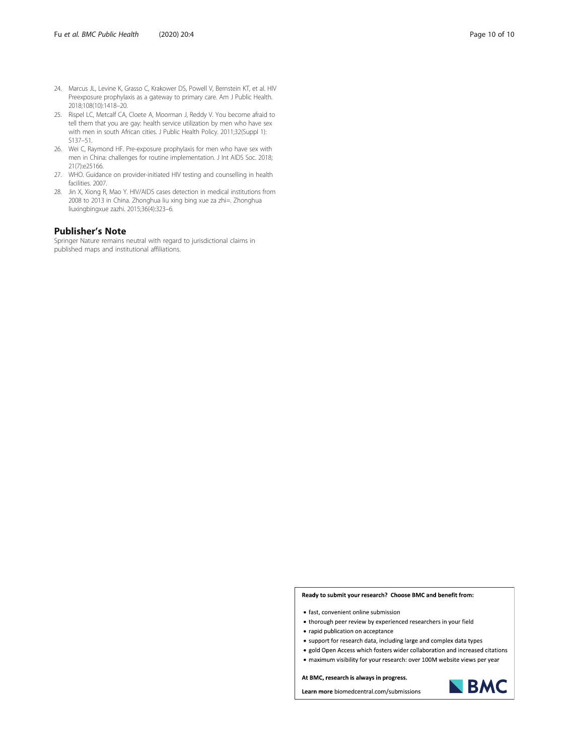24. Marcus JL, Levine K, Grasso C, Krakower DS, Powell V, Bernstein KT, et al. HIV Preexposure prophylaxis as a gateway to primary care. Am J Public Health. 2018;108(10):1418–20.
25. Rispel LC, Metcalf CA, Cloete A, Moorman J, Reddy V. You become afraid to tell them that you are gay: health service utilization by men who have sex with men in south African cities. J Public Health Policy. 2011;32(Suppl 1): S137–51.
26. Wei C, Raymond HF. Pre-exposure prophylaxis for men who have sex with men in China: challenges for routine implementation. J Int AIDS Soc. 2018; 21(7):e25166.
27. WHO. Guidance on provider-initiated HIV testing and counselling in health facilities. 2007.
28. Jin X, Xiong R, Mao Y. HIV/AIDS cases detection in medical institutions from 2008 to 2013 in China. Zhonghua liu xing bing xue za zhi=. Zhonghua liuxingbingxue zazhi. 2015;36(4):323–6.

## Publisher's Note

Springer Nature remains neutral with regard to jurisdictional claims in published maps and institutional affiliations.

**Ready to submit your research? Choose BMC and benefit from:**

- fast, convenient online submission
- thorough peer review by experienced researchers in your field
- rapid publication on acceptance
- support for research data, including large and complex data types
- gold Open Access which fosters wider collaboration and increased citations
- maximum visibility for your research: over 100M website views per year

**At BMC, research is always in progress.**

**Learn more** biomedcentral.com/submissions

BMC